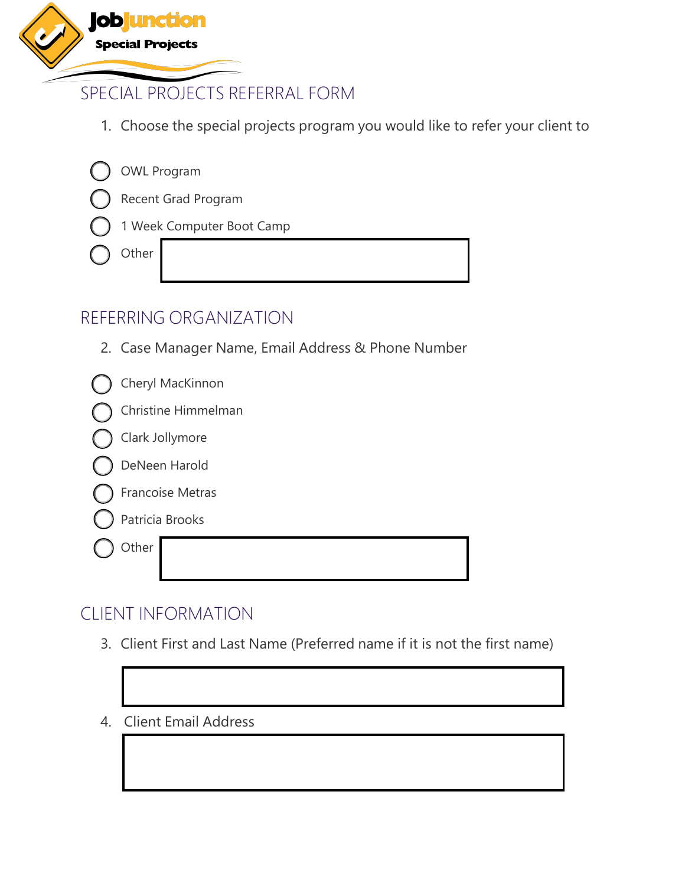JobJunction
Special Projects

# SPECIAL PROJECTS REFERRAL FORM

1. Choose the special projects program you would like to refer your client to

- ◯ OWL Program
- ◯ Recent Grad Program
- ◯ 1 Week Computer Boot Camp
- ◯ Other \_\_\_\_\_\_\_\_\_\_\_\_\_\_\_\_

## REFERRING ORGANIZATION

2. Case Manager Name, Email Address & Phone Number

- ◯ Cheryl MacKinnon
- ◯ Christine Himmelman
- ◯ Clark Jollymore
- ◯ DeNeen Harold
- ◯ Francoise Metras
- ◯ Patricia Brooks
- ◯ Other \_\_\_\_\_\_\_\_\_\_\_\_\_\_\_\_

## CLIENT INFORMATION

3. Client First and Last Name (Preferred name if it is not the first name)

\_\_\_\_\_\_\_\_\_\_\_\_\_\_\_\_\_\_\_\_\_\_\_\_

4. Client Email Address

\_\_\_\_\_\_\_\_\_\_\_\_\_\_\_\_\_\_\_\_\_\_\_\_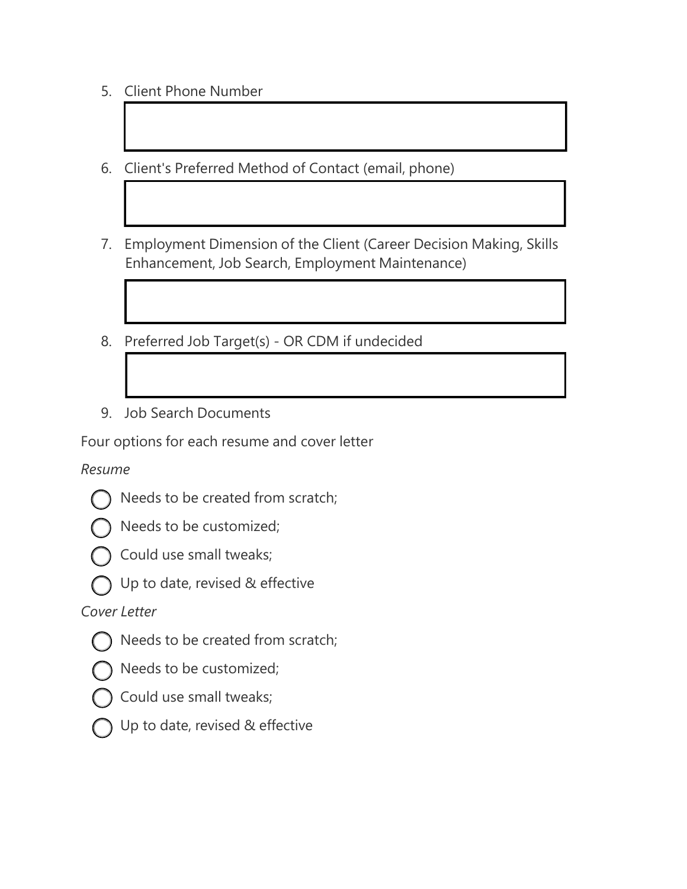5. Client Phone Number

6. Client's Preferred Method of Contact (email, phone)

7. Employment Dimension of the Client (Career Decision Making, Skills Enhancement, Job Search, Employment Maintenance)

8. Preferred Job Target(s) - OR CDM if undecided

9. Job Search Documents

Four options for each resume and cover letter

*Resume*

- ◯ Needs to be created from scratch;
- ◯ Needs to be customized;
- ◯ Could use small tweaks;
- ◯ Up to date, revised & effective

*Cover Letter*

- ◯ Needs to be created from scratch;
- ◯ Needs to be customized;
- ◯ Could use small tweaks;
- ◯ Up to date, revised & effective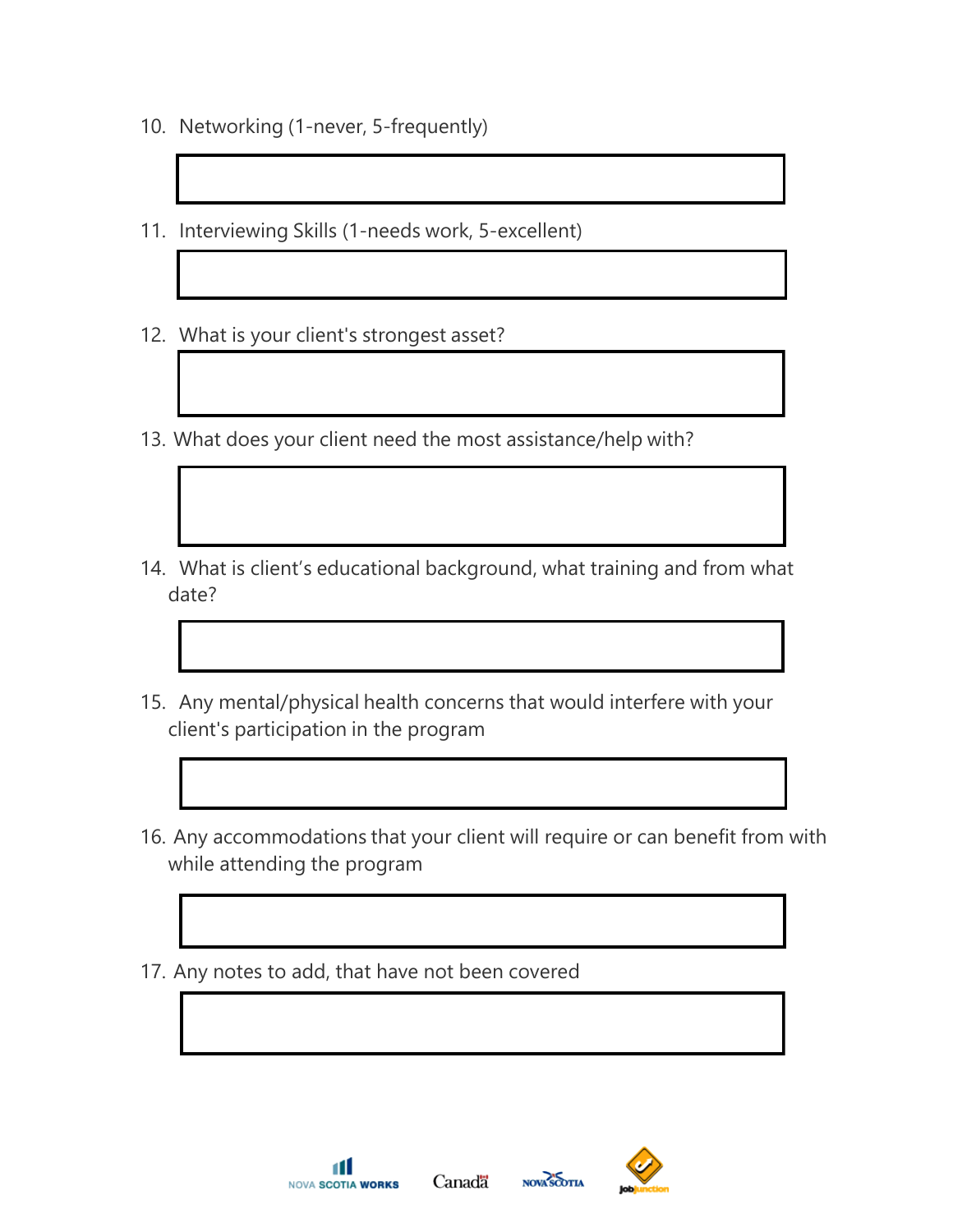10. Networking (1-never, 5-frequently)

11. Interviewing Skills (1-needs work, 5-excellent)

12. What is your client's strongest asset?

13. What does your client need the most assistance/help with?

14. What is client's educational background, what training and from what date?

15. Any mental/physical health concerns that would interfere with your client's participation in the program

16. Any accommodations that your client will require or can benefit from with while attending the program

17. Any notes to add, that have not been covered